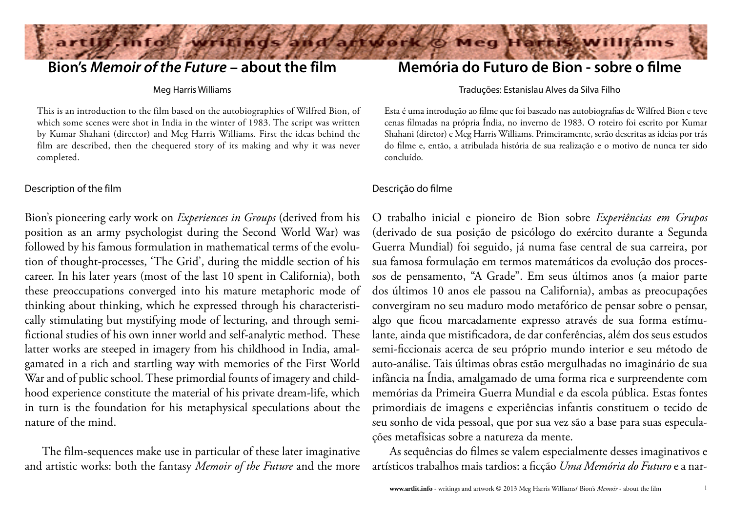# Bion's *Memoir of the Future* – about the film

Meg Harris Williams

This is an introduction to the film based on the autobiographies of Wilfred Bion, of which some scenes were shot in India in the winter of 1983. The script was written by Kumar Shahani (director) and Meg Harris Williams. First the ideas behind the film are described, then the chequered story of its making and why it was never completed.

## Description of the film

Bion's pioneering early work on *Experiences in Groups* (derived from his position as an army psychologist during the Second World War) was followed by his famous formulation in mathematical terms of the evolution of thought-processes, 'The Grid', during the middle section of his career. In his later years (most of the last 10 spent in California), both these preoccupations converged into his mature metaphoric mode of thinking about thinking, which he expressed through his characteristically stimulating but mystifying mode of lecturing, and through semi-fictional studies of his own inner world and self-analytic method. These latter works are steeped in imagery from his childhood in India, amalgamated in a rich and startling way with memories of the First World War and of public school. These primordial founts of imagery and childhood experience constitute the material of his private dream-life, which in turn is the foundation for his metaphysical speculations about the nature of the mind.

The film-sequences make use in particular of these later imaginative and artistic works: both the fantasy *Memoir of the Future* and the more

# Memória do Futuro de Bion - sobre o filme

Traduções: Estanislau Alves da Silva Filho

Esta é uma introdução ao filme que foi baseado nas autobiografias de Wilfred Bion e teve cenas filmadas na própria Índia, no inverno de 1983. O roteiro foi escrito por Kumar Shahani (diretor) e Meg Harris Williams. Primeiramente, serão descritas as ideias por trás do filme e, então, a atribulada história de sua realização e o motivo de nunca ter sido concluído.

## Descrição do filme

O trabalho inicial e pioneiro de Bion sobre *Experiências em Grupos* (derivado de sua posição de psicólogo do exército durante a Segunda Guerra Mundial) foi seguido, já numa fase central de sua carreira, por sua famosa formulação em termos matemáticos da evolução dos processos de pensamento, "A Grade". Em seus últimos anos (a maior parte dos últimos 10 anos ele passou na California), ambas as preocupações convergiram no seu maduro modo metafórico de pensar sobre o pensar, algo que ficou marcadamente expresso através de sua forma estímulante, ainda que mistificadora, de dar conferências, além dos seus estudos semi-ficcionais acerca de seu próprio mundo interior e seu método de auto-análise. Tais últimas obras estão mergulhadas no imaginário de sua infância na Índia, amalgamado de uma forma rica e surpreendente com memórias da Primeira Guerra Mundial e da escola pública. Estas fontes primordiais de imagens e experiências infantis constituem o tecido de seu sonho de vida pessoal, que por sua vez são a base para suas especulações metafísicas sobre a natureza da mente.

As sequências do filmes se valem especialmente desses imaginativos e artísticos trabalhos mais tardios: a ficção *Uma Memória do Futuro* e a nar-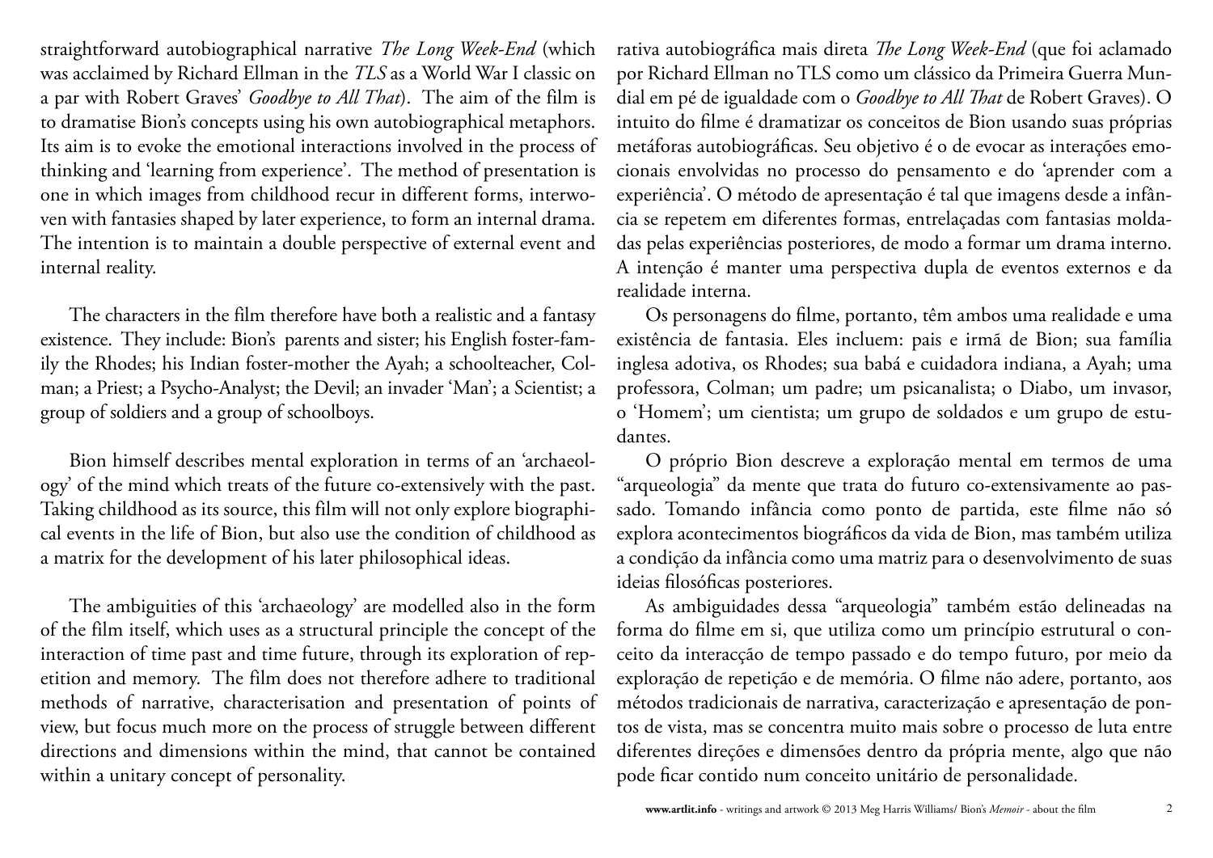straightforward autobiographical narrative *The Long Week-End* (which was acclaimed by Richard Ellman in the *TLS* as a World War I classic on a par with Robert Graves' *Goodbye to All That*). The aim of the film is to dramatise Bion's concepts using his own autobiographical metaphors. Its aim is to evoke the emotional interactions involved in the process of thinking and 'learning from experience'. The method of presentation is one in which images from childhood recur in different forms, interwoven with fantasies shaped by later experience, to form an internal drama. The intention is to maintain a double perspective of external event and internal reality.

The characters in the film therefore have both a realistic and a fantasy existence. They include: Bion's parents and sister; his English foster-family the Rhodes; his Indian foster-mother the Ayah; a schoolteacher, Colman; a Priest; a Psycho-Analyst; the Devil; an invader 'Man'; a Scientist; a group of soldiers and a group of schoolboys.

Bion himself describes mental exploration in terms of an 'archaeology' of the mind which treats of the future co-extensively with the past. Taking childhood as its source, this film will not only explore biographical events in the life of Bion, but also use the condition of childhood as a matrix for the development of his later philosophical ideas.

The ambiguities of this 'archaeology' are modelled also in the form of the film itself, which uses as a structural principle the concept of the interaction of time past and time future, through its exploration of repetition and memory. The film does not therefore adhere to traditional methods of narrative, characterisation and presentation of points of view, but focus much more on the process of struggle between different directions and dimensions within the mind, that cannot be contained within a unitary concept of personality.

rativa autobiográfica mais direta *The Long Week-End* (que foi aclamado por Richard Ellman no TLS como um clássico da Primeira Guerra Mundial em pé de igualdade com o *Goodbye to All That* de Robert Graves). O intuito do filme é dramatizar os conceitos de Bion usando suas próprias metáforas autobiográficas. Seu objetivo é o de evocar as interações emocionais envolvidas no processo do pensamento e do 'aprender com a experiência'. O método de apresentação é tal que imagens desde a infância se repetem em diferentes formas, entrelaçadas com fantasias moldadas pelas experiências posteriores, de modo a formar um drama interno. A intenção é manter uma perspectiva dupla de eventos externos e da realidade interna.

Os personagens do filme, portanto, têm ambos uma realidade e uma existência de fantasia. Eles incluem: pais e irmã de Bion; sua família inglesa adotiva, os Rhodes; sua babá e cuidadora indiana, a Ayah; uma professora, Colman; um padre; um psicanalista; o Diabo, um invasor, o 'Homem'; um cientista; um grupo de soldados e um grupo de estudantes.

O próprio Bion descreve a exploração mental em termos de uma "arqueologia" da mente que trata do futuro co-extensivamente ao passado. Tomando infância como ponto de partida, este filme não só explora acontecimentos biográficos da vida de Bion, mas também utiliza a condição da infância como uma matriz para o desenvolvimento de suas ideias filosóficas posteriores.

As ambiguidades dessa "arqueologia" também estão delineadas na forma do filme em si, que utiliza como um princípio estrutural o conceito da interacção de tempo passado e do tempo futuro, por meio da exploração de repetição e de memória. O filme não adere, portanto, aos métodos tradicionais de narrativa, caracterização e apresentação de pontos de vista, mas se concentra muito mais sobre o processo de luta entre diferentes direções e dimensões dentro da própria mente, algo que não pode ficar contido num conceito unitário de personalidade.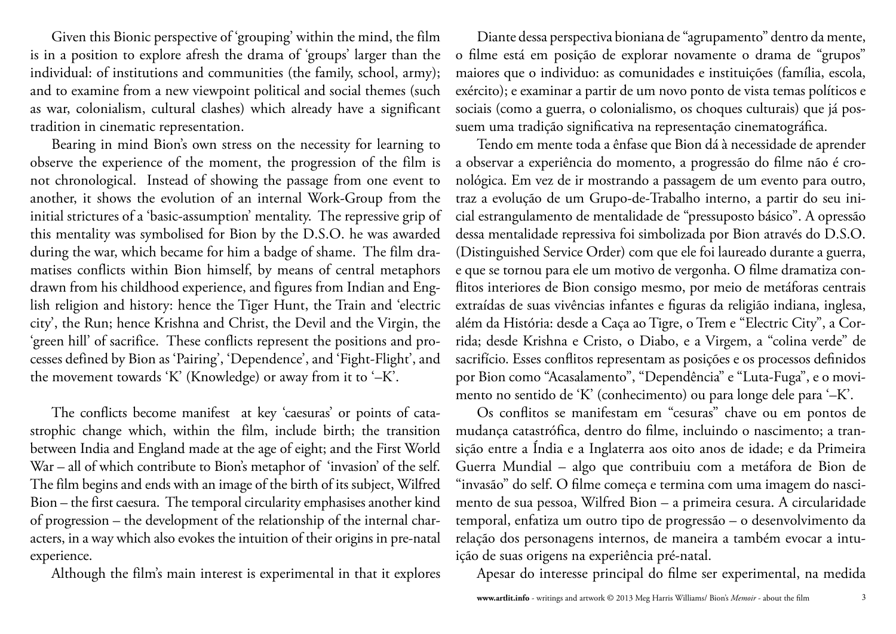Given this Bionic perspective of 'grouping' within the mind, the film is in a position to explore afresh the drama of 'groups' larger than the individual: of institutions and communities (the family, school, army); and to examine from a new viewpoint political and social themes (such as war, colonialism, cultural clashes) which already have a significant tradition in cinematic representation.

Bearing in mind Bion's own stress on the necessity for learning to observe the experience of the moment, the progression of the film is not chronological. Instead of showing the passage from one event to another, it shows the evolution of an internal Work-Group from the initial strictures of a 'basic-assumption' mentality. The repressive grip of this mentality was symbolised for Bion by the D.S.O. he was awarded during the war, which became for him a badge of shame. The film dramatises conflicts within Bion himself, by means of central metaphors drawn from his childhood experience, and figures from Indian and English religion and history: hence the Tiger Hunt, the Train and 'electric city', the Run; hence Krishna and Christ, the Devil and the Virgin, the 'green hill' of sacrifice. These conflicts represent the positions and processes defined by Bion as 'Pairing', 'Dependence', and 'Fight-Flight', and the movement towards 'K' (Knowledge) or away from it to '–K'.

The conflicts become manifest at key 'caesuras' or points of catastrophic change which, within the film, include birth; the transition between India and England made at the age of eight; and the First World War – all of which contribute to Bion's metaphor of 'invasion' of the self. The film begins and ends with an image of the birth of its subject, Wilfred Bion – the first caesura. The temporal circularity emphasises another kind of progression – the development of the relationship of the internal characters, in a way which also evokes the intuition of their origins in pre-natal experience.

Although the film's main interest is experimental in that it explores

Diante dessa perspectiva bioniana de "agrupamento" dentro da mente, o filme está em posição de explorar novamente o drama de "grupos" maiores que o individuo: as comunidades e instituições (família, escola, exército); e examinar a partir de um novo ponto de vista temas políticos e sociais (como a guerra, o colonialismo, os choques culturais) que já possuem uma tradição significativa na representação cinematográfica.

Tendo em mente toda a ênfase que Bion dá à necessidade de aprender a observar a experiência do momento, a progressão do filme não é cronológica. Em vez de ir mostrando a passagem de um evento para outro, traz a evolução de um Grupo-de-Trabalho interno, a partir do seu inicial estrangulamento de mentalidade de "pressuposto básico". A opressão dessa mentalidade repressiva foi simbolizada por Bion através do D.S.O. (Distinguished Service Order) com que ele foi laureado durante a guerra, e que se tornou para ele um motivo de vergonha. O filme dramatiza conflitos interiores de Bion consigo mesmo, por meio de metáforas centrais extraídas de suas vivências infantes e figuras da religião indiana, inglesa, além da História: desde a Caça ao Tigre, o Trem e "Electric City", a Corrida; desde Krishna e Cristo, o Diabo, e a Virgem, a "colina verde" de sacrifício. Esses conflitos representam as posições e os processos definidos por Bion como "Acasalamento", "Dependência" e "Luta-Fuga", e o movimento no sentido de 'K' (conhecimento) ou para longe dele para '–K'.

Os conflitos se manifestam em "cesuras" chave ou em pontos de mudança catastrófica, dentro do filme, incluindo o nascimento; a transição entre a Índia e a Inglaterra aos oito anos de idade; e da Primeira Guerra Mundial – algo que contribuiu com a metáfora de Bion de "invasão" do self. O filme começa e termina com uma imagem do nascimento de sua pessoa, Wilfred Bion – a primeira cesura. A circularidade temporal, enfatiza um outro tipo de progressão – o desenvolvimento da relação dos personagens internos, de maneira a também evocar a intuição de suas origens na experiência pré-natal.

Apesar do interesse principal do filme ser experimental, na medida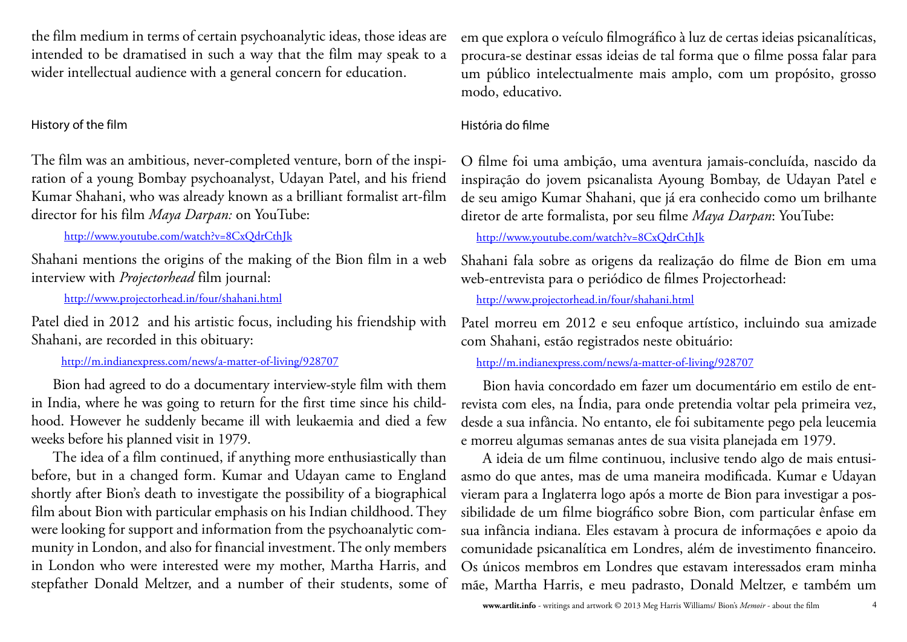the film medium in terms of certain psychoanalytic ideas, those ideas are intended to be dramatised in such a way that the film may speak to a wider intellectual audience with a general concern for education.

### History of the film

The film was an ambitious, never-completed venture, born of the inspiration of a young Bombay psychoanalyst, Udayan Patel, and his friend Kumar Shahani, who was already known as a brilliant formalist art-film director for his film *Maya Darpan:* on YouTube:

http://www.youtube.com/watch?v=8CxQdrCthJk

Shahani mentions the origins of the making of the Bion film in a web interview with *Projectorhead* film journal:

http://www.projectorhead.in/four/shahani.html

Patel died in 2012 and his artistic focus, including his friendship with Shahani, are recorded in this obituary:

http://m.indianexpress.com/news/a-matter-of-living/928707

Bion had agreed to do a documentary interview-style film with them in India, where he was going to return for the first time since his childhood. However he suddenly became ill with leukaemia and died a few weeks before his planned visit in 1979.

The idea of a film continued, if anything more enthusiastically than before, but in a changed form. Kumar and Udayan came to England shortly after Bion's death to investigate the possibility of a biographical film about Bion with particular emphasis on his Indian childhood. They were looking for support and information from the psychoanalytic community in London, and also for financial investment. The only members in London who were interested were my mother, Martha Harris, and stepfather Donald Meltzer, and a number of their students, some of

em que explora o veículo filmográfico à luz de certas ideias psicanalíticas, procura-se destinar essas ideias de tal forma que o filme possa falar para um público intelectualmente mais amplo, com um propósito, grosso modo, educativo.

### História do filme

O filme foi uma ambição, uma aventura jamais-concluída, nascido da inspiração do jovem psicanalista Ayoung Bombay, de Udayan Patel e de seu amigo Kumar Shahani, que já era conhecido como um brilhante diretor de arte formalista, por seu filme *Maya Darpan*: YouTube:

http://www.youtube.com/watch?v=8CxQdrCthJk

Shahani fala sobre as origens da realização do filme de Bion em uma web-entrevista para o periódico de filmes Projectorhead:

http://www.projectorhead.in/four/shahani.html

Patel morreu em 2012 e seu enfoque artístico, incluindo sua amizade com Shahani, estão registrados neste obituário:

http://m.indianexpress.com/news/a-matter-of-living/928707

Bion havia concordado em fazer um documentário em estilo de entrevista com eles, na Índia, para onde pretendia voltar pela primeira vez, desde a sua infância. No entanto, ele foi subitamente pego pela leucemia e morreu algumas semanas antes de sua visita planejada em 1979.

A ideia de um filme continuou, inclusive tendo algo de mais entusiasmo do que antes, mas de uma maneira modificada. Kumar e Udayan vieram para a Inglaterra logo após a morte de Bion para investigar a possibilidade de um filme biográfico sobre Bion, com particular ênfase em sua infância indiana. Eles estavam à procura de informações e apoio da comunidade psicanalítica em Londres, além de investimento financeiro. Os únicos membros em Londres que estavam interessados eram minha mãe, Martha Harris, e meu padrasto, Donald Meltzer, e também um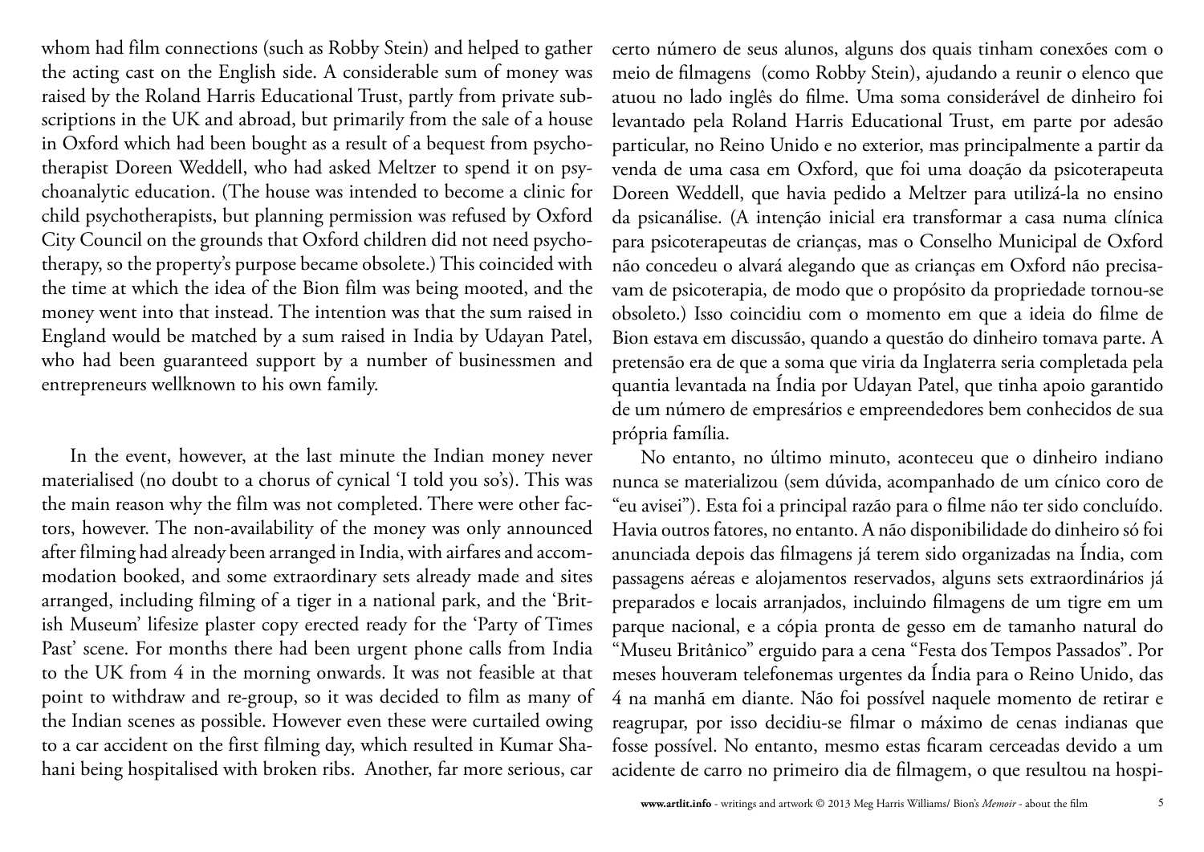whom had film connections (such as Robby Stein) and helped to gather the acting cast on the English side. A considerable sum of money was raised by the Roland Harris Educational Trust, partly from private subscriptions in the UK and abroad, but primarily from the sale of a house in Oxford which had been bought as a result of a bequest from psychotherapist Doreen Weddell, who had asked Meltzer to spend it on psychoanalytic education. (The house was intended to become a clinic for child psychotherapists, but planning permission was refused by Oxford City Council on the grounds that Oxford children did not need psychotherapy, so the property's purpose became obsolete.) This coincided with the time at which the idea of the Bion film was being mooted, and the money went into that instead. The intention was that the sum raised in England would be matched by a sum raised in India by Udayan Patel, who had been guaranteed support by a number of businessmen and entrepreneurs wellknown to his own family.

In the event, however, at the last minute the Indian money never materialised (no doubt to a chorus of cynical 'I told you so's). This was the main reason why the film was not completed. There were other factors, however. The non-availability of the money was only announced after filming had already been arranged in India, with airfares and accommodation booked, and some extraordinary sets already made and sites arranged, including filming of a tiger in a national park, and the 'British Museum' lifesize plaster copy erected ready for the 'Party of Times Past' scene. For months there had been urgent phone calls from India to the UK from 4 in the morning onwards. It was not feasible at that point to withdraw and re-group, so it was decided to film as many of the Indian scenes as possible. However even these were curtailed owing to a car accident on the first filming day, which resulted in Kumar Shahani being hospitalised with broken ribs. Another, far more serious, car

certo número de seus alunos, alguns dos quais tinham conexões com o meio de filmagens (como Robby Stein), ajudando a reunir o elenco que atuou no lado inglês do filme. Uma soma considerável de dinheiro foi levantado pela Roland Harris Educational Trust, em parte por adesão particular, no Reino Unido e no exterior, mas principalmente a partir da venda de uma casa em Oxford, que foi uma doação da psicoterapeuta Doreen Weddell, que havia pedido a Meltzer para utilizá-la no ensino da psicanálise. (A intenção inicial era transformar a casa numa clínica para psicoterapeutas de crianças, mas o Conselho Municipal de Oxford não concedeu o alvará alegando que as crianças em Oxford não precisavam de psicoterapia, de modo que o propósito da propriedade tornou-se obsoleto.) Isso coincidiu com o momento em que a ideia do filme de Bion estava em discussão, quando a questão do dinheiro tomava parte. A pretensão era de que a soma que viria da Inglaterra seria completada pela quantia levantada na Índia por Udayan Patel, que tinha apoio garantido de um número de empresários e empreendedores bem conhecidos de sua própria família.

No entanto, no último minuto, aconteceu que o dinheiro indiano nunca se materializou (sem dúvida, acompanhado de um cínico coro de "eu avisei"). Esta foi a principal razão para o filme não ter sido concluído. Havia outros fatores, no entanto. A não disponibilidade do dinheiro só foi anunciada depois das filmagens já terem sido organizadas na Índia, com passagens aéreas e alojamentos reservados, alguns sets extraordinários já preparados e locais arranjados, incluindo filmagens de um tigre em um parque nacional, e a cópia pronta de gesso em de tamanho natural do "Museu Britânico" erguido para a cena "Festa dos Tempos Passados". Por meses houveram telefonemas urgentes da Índia para o Reino Unido, das 4 na manhã em diante. Não foi possível naquele momento de retirar e reagrupar, por isso decidiu-se filmar o máximo de cenas indianas que fosse possível. No entanto, mesmo estas ficaram cerceadas devido a um acidente de carro no primeiro dia de filmagem, o que resultou na hospi-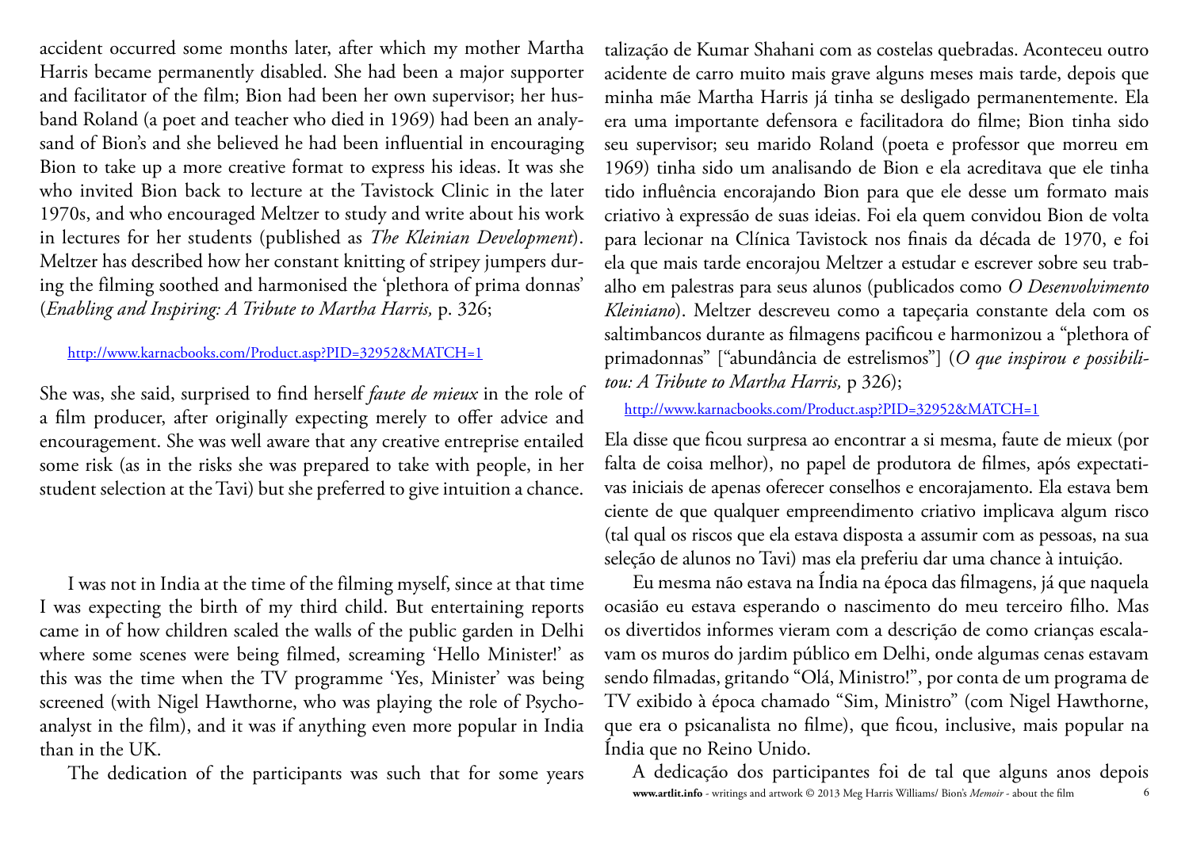accident occurred some months later, after which my mother Martha Harris became permanently disabled. She had been a major supporter and facilitator of the film; Bion had been her own supervisor; her husband Roland (a poet and teacher who died in 1969) had been an analysand of Bion's and she believed he had been influential in encouraging Bion to take up a more creative format to express his ideas. It was she who invited Bion back to lecture at the Tavistock Clinic in the later 1970s, and who encouraged Meltzer to study and write about his work in lectures for her students (published as *The Kleinian Development*). Meltzer has described how her constant knitting of stripey jumpers during the filming soothed and harmonised the 'plethora of prima donnas' (*Enabling and Inspiring: A Tribute to Martha Harris,* p. 326;

http://www.karnacbooks.com/Product.asp?PID=32952&MATCH=1

She was, she said, surprised to find herself *faute de mieux* in the role of a film producer, after originally expecting merely to offer advice and encouragement. She was well aware that any creative entreprise entailed some risk (as in the risks she was prepared to take with people, in her student selection at the Tavi) but she preferred to give intuition a chance.

I was not in India at the time of the filming myself, since at that time I was expecting the birth of my third child. But entertaining reports came in of how children scaled the walls of the public garden in Delhi where some scenes were being filmed, screaming 'Hello Minister!' as this was the time when the TV programme 'Yes, Minister' was being screened (with Nigel Hawthorne, who was playing the role of Psychoanalyst in the film), and it was if anything even more popular in India than in the UK.

The dedication of the participants was such that for some years

talização de Kumar Shahani com as costelas quebradas. Aconteceu outro acidente de carro muito mais grave alguns meses mais tarde, depois que minha mãe Martha Harris já tinha se desligado permanentemente. Ela era uma importante defensora e facilitadora do filme; Bion tinha sido seu supervisor; seu marido Roland (poeta e professor que morreu em 1969) tinha sido um analisando de Bion e ela acreditava que ele tinha tido influência encorajando Bion para que ele desse um formato mais criativo à expressão de suas ideias. Foi ela quem convidou Bion de volta para lecionar na Clínica Tavistock nos finais da década de 1970, e foi ela que mais tarde encorajou Meltzer a estudar e escrever sobre seu trabalho em palestras para seus alunos (publicados como *O Desenvolvimento Kleiniano*). Meltzer descreveu como a tapeçaria constante dela com os saltimbancos durante as filmagens pacificou e harmonizou a "plethora of primadonnas" ["abundância de estrelismos"] (*O que inspirou e possibilitou: A Tribute to Martha Harris,* p 326);

http://www.karnacbooks.com/Product.asp?PID=32952&MATCH=1

Ela disse que ficou surpresa ao encontrar a si mesma, faute de mieux (por falta de coisa melhor), no papel de produtora de filmes, após expectativas iniciais de apenas oferecer conselhos e encorajamento. Ela estava bem ciente de que qualquer empreendimento criativo implicava algum risco (tal qual os riscos que ela estava disposta a assumir com as pessoas, na sua seleção de alunos no Tavi) mas ela preferiu dar uma chance à intuição.

Eu mesma não estava na Índia na época das filmagens, já que naquela ocasião eu estava esperando o nascimento do meu terceiro filho. Mas os divertidos informes vieram com a descrição de como crianças escalavam os muros do jardim público em Delhi, onde algumas cenas estavam sendo filmadas, gritando "Olá, Ministro!", por conta de um programa de TV exibido à época chamado "Sim, Ministro" (com Nigel Hawthorne, que era o psicanalista no filme), que ficou, inclusive, mais popular na Índia que no Reino Unido.

A dedicação dos participantes foi de tal que alguns anos depois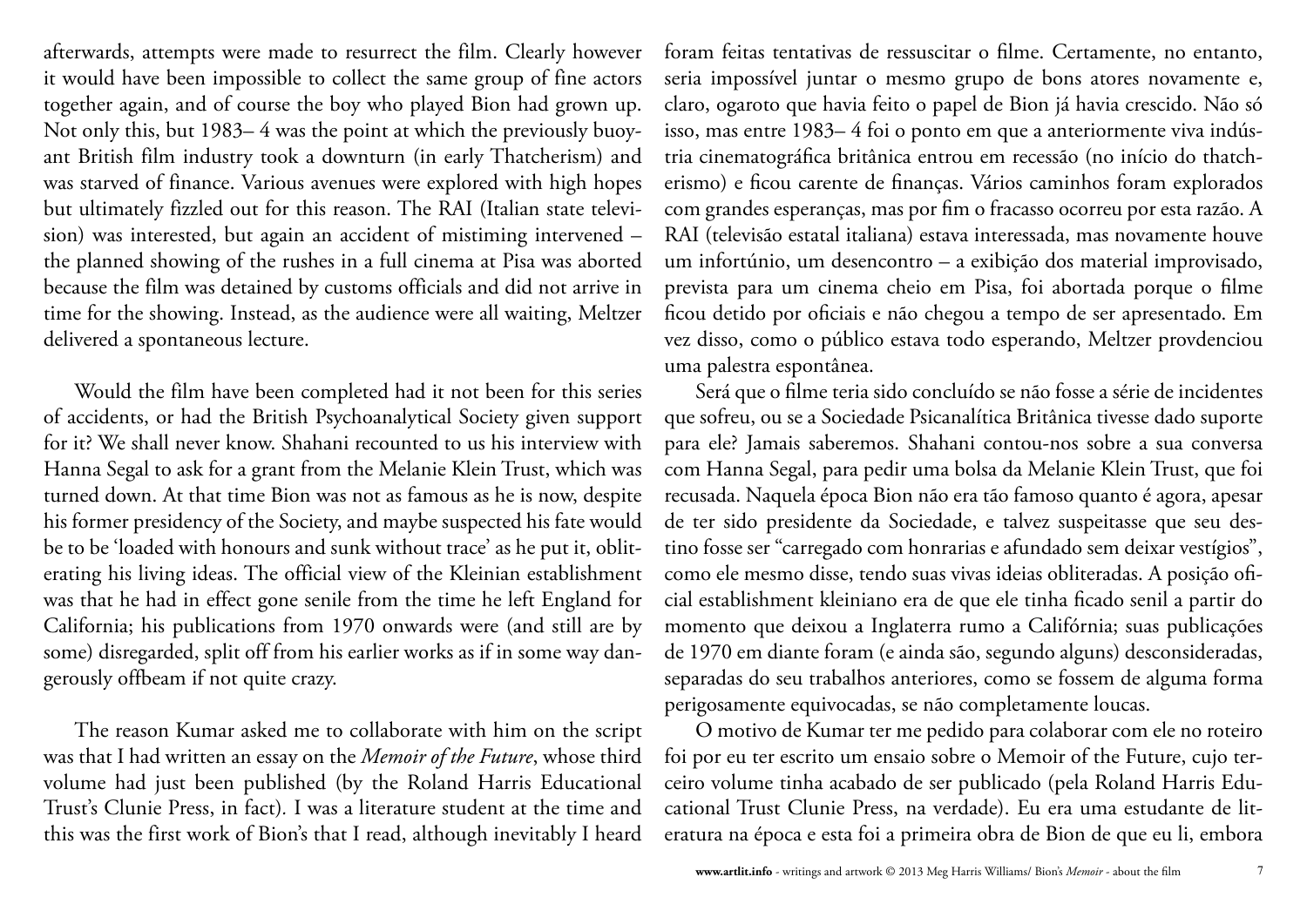afterwards, attempts were made to resurrect the film. Clearly however it would have been impossible to collect the same group of fine actors together again, and of course the boy who played Bion had grown up. Not only this, but 1983– 4 was the point at which the previously buoyant British film industry took a downturn (in early Thatcherism) and was starved of finance. Various avenues were explored with high hopes but ultimately fizzled out for this reason. The RAI (Italian state television) was interested, but again an accident of mistiming intervened – the planned showing of the rushes in a full cinema at Pisa was aborted because the film was detained by customs officials and did not arrive in time for the showing. Instead, as the audience were all waiting, Meltzer delivered a spontaneous lecture.

Would the film have been completed had it not been for this series of accidents, or had the British Psychoanalytical Society given support for it? We shall never know. Shahani recounted to us his interview with Hanna Segal to ask for a grant from the Melanie Klein Trust, which was turned down. At that time Bion was not as famous as he is now, despite his former presidency of the Society, and maybe suspected his fate would be to be 'loaded with honours and sunk without trace' as he put it, obliterating his living ideas. The official view of the Kleinian establishment was that he had in effect gone senile from the time he left England for California; his publications from 1970 onwards were (and still are by some) disregarded, split off from his earlier works as if in some way dangerously offbeam if not quite crazy.

The reason Kumar asked me to collaborate with him on the script was that I had written an essay on the *Memoir of the Future*, whose third volume had just been published (by the Roland Harris Educational Trust's Clunie Press, in fact). I was a literature student at the time and this was the first work of Bion's that I read, although inevitably I heard

foram feitas tentativas de ressuscitar o filme. Certamente, no entanto, seria impossível juntar o mesmo grupo de bons atores novamente e, claro, ogaroto que havia feito o papel de Bion já havia crescido. Não só isso, mas entre 1983– 4 foi o ponto em que a anteriormente viva indústria cinematográfica britânica entrou em recessão (no início do thatcherismo) e ficou carente de finanças. Vários caminhos foram explorados com grandes esperanças, mas por fim o fracasso ocorreu por esta razão. A RAI (televisão estatal italiana) estava interessada, mas novamente houve um infortúnio, um desencontro – a exibição dos material improvisado, prevista para um cinema cheio em Pisa, foi abortada porque o filme ficou detido por oficiais e não chegou a tempo de ser apresentado. Em vez disso, como o público estava todo esperando, Meltzer provdenciou uma palestra espontânea.

Será que o filme teria sido concluído se não fosse a série de incidentes que sofreu, ou se a Sociedade Psicanalítica Britânica tivesse dado suporte para ele? Jamais saberemos. Shahani contou-nos sobre a sua conversa com Hanna Segal, para pedir uma bolsa da Melanie Klein Trust, que foi recusada. Naquela época Bion não era tão famoso quanto é agora, apesar de ter sido presidente da Sociedade, e talvez suspeitasse que seu destino fosse ser "carregado com honrarias e afundado sem deixar vestígios", como ele mesmo disse, tendo suas vivas ideias obliteradas. A posição oficial establishment kleiniano era de que ele tinha ficado senil a partir do momento que deixou a Inglaterra rumo a Califórnia; suas publicações de 1970 em diante foram (e ainda são, segundo alguns) desconsideradas, separadas do seu trabalhos anteriores, como se fossem de alguma forma perigosamente equivocadas, se não completamente loucas.

O motivo de Kumar ter me pedido para colaborar com ele no roteiro foi por eu ter escrito um ensaio sobre o Memoir of the Future, cujo terceiro volume tinha acabado de ser publicado (pela Roland Harris Educational Trust Clunie Press, na verdade). Eu era uma estudante de literatura na época e esta foi a primeira obra de Bion de que eu li, embora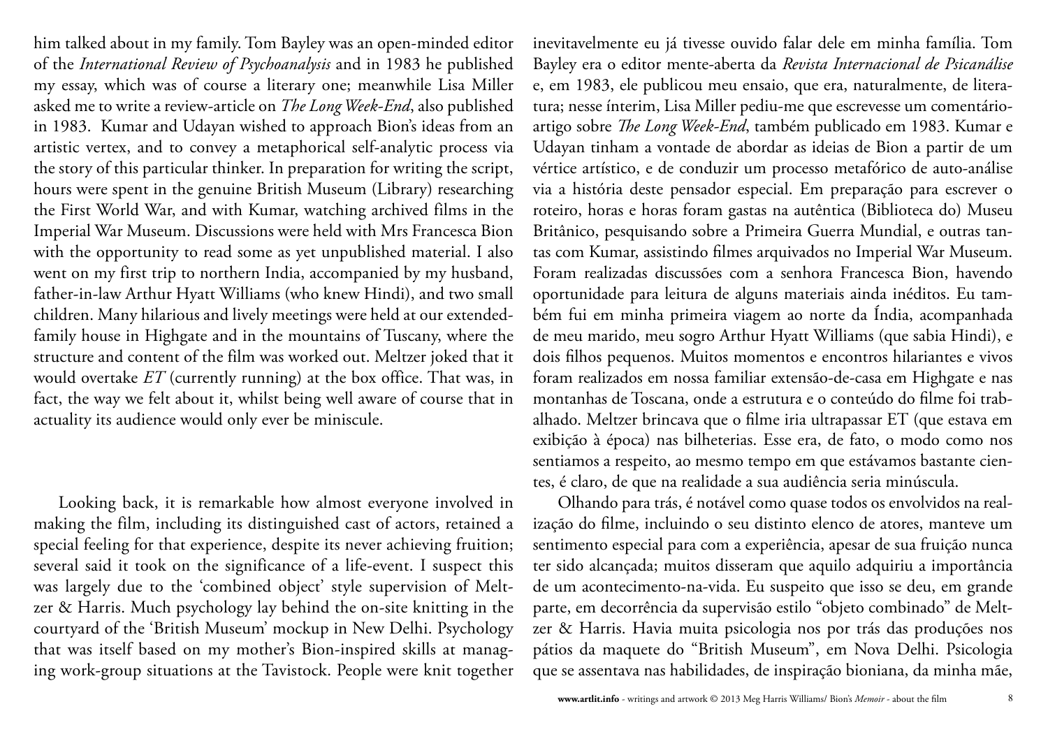him talked about in my family. Tom Bayley was an open-minded editor of the *International Review of Psychoanalysis* and in 1983 he published my essay, which was of course a literary one; meanwhile Lisa Miller asked me to write a review-article on *The Long Week-End*, also published in 1983. Kumar and Udayan wished to approach Bion's ideas from an artistic vertex, and to convey a metaphorical self-analytic process via the story of this particular thinker. In preparation for writing the script, hours were spent in the genuine British Museum (Library) researching the First World War, and with Kumar, watching archived films in the Imperial War Museum. Discussions were held with Mrs Francesca Bion with the opportunity to read some as yet unpublished material. I also went on my first trip to northern India, accompanied by my husband, father-in-law Arthur Hyatt Williams (who knew Hindi), and two small children. Many hilarious and lively meetings were held at our extended-family house in Highgate and in the mountains of Tuscany, where the structure and content of the film was worked out. Meltzer joked that it would overtake *ET* (currently running) at the box office. That was, in fact, the way we felt about it, whilst being well aware of course that in actuality its audience would only ever be miniscule.

Looking back, it is remarkable how almost everyone involved in making the film, including its distinguished cast of actors, retained a special feeling for that experience, despite its never achieving fruition; several said it took on the significance of a life-event. I suspect this was largely due to the 'combined object' style supervision of Meltzer & Harris. Much psychology lay behind the on-site knitting in the courtyard of the 'British Museum' mockup in New Delhi. Psychology that was itself based on my mother's Bion-inspired skills at managing work-group situations at the Tavistock. People were knit together

inevitavelmente eu já tivesse ouvido falar dele em minha família. Tom Bayley era o editor mente-aberta da *Revista Internacional de Psicanálise* e, em 1983, ele publicou meu ensaio, que era, naturalmente, de literatura; nesse ínterim, Lisa Miller pediu-me que escrevesse um comentário-artigo sobre *The Long Week-End*, também publicado em 1983. Kumar e Udayan tinham a vontade de abordar as ideias de Bion a partir de um vértice artístico, e de conduzir um processo metafórico de auto-análise via a história deste pensador especial. Em preparação para escrever o roteiro, horas e horas foram gastas na autêntica (Biblioteca do) Museu Britânico, pesquisando sobre a Primeira Guerra Mundial, e outras tantas com Kumar, assistindo filmes arquivados no Imperial War Museum. Foram realizadas discussões com a senhora Francesca Bion, havendo oportunidade para leitura de alguns materiais ainda inéditos. Eu também fui em minha primeira viagem ao norte da Índia, acompanhada de meu marido, meu sogro Arthur Hyatt Williams (que sabia Hindi), e dois filhos pequenos. Muitos momentos e encontros hilariantes e vivos foram realizados em nossa familiar extensão-de-casa em Highgate e nas montanhas de Toscana, onde a estrutura e o conteúdo do filme foi trabalhado. Meltzer brincava que o filme iria ultrapassar ET (que estava em exibição à época) nas bilheterias. Esse era, de fato, o modo como nos sentíamos a respeito, ao mesmo tempo em que estávamos bastante cientes, é claro, de que na realidade a sua audiência seria minúscula.

Olhando para trás, é notável como quase todos os envolvidos na realização do filme, incluindo o seu distinto elenco de atores, manteve um sentimento especial para com a experiência, apesar de sua fruição nunca ter sido alcançada; muitos disseram que aquilo adquiriu a importância de um acontecimento-na-vida. Eu suspeito que isso se deu, em grande parte, em decorrência da supervisão estilo "objeto combinado" de Meltzer & Harris. Havia muita psicologia nos por trás das produções nos pátios da maquete do "British Museum", em Nova Delhi. Psicologia que se assentava nas habilidades, de inspiração bioniana, da minha mãe,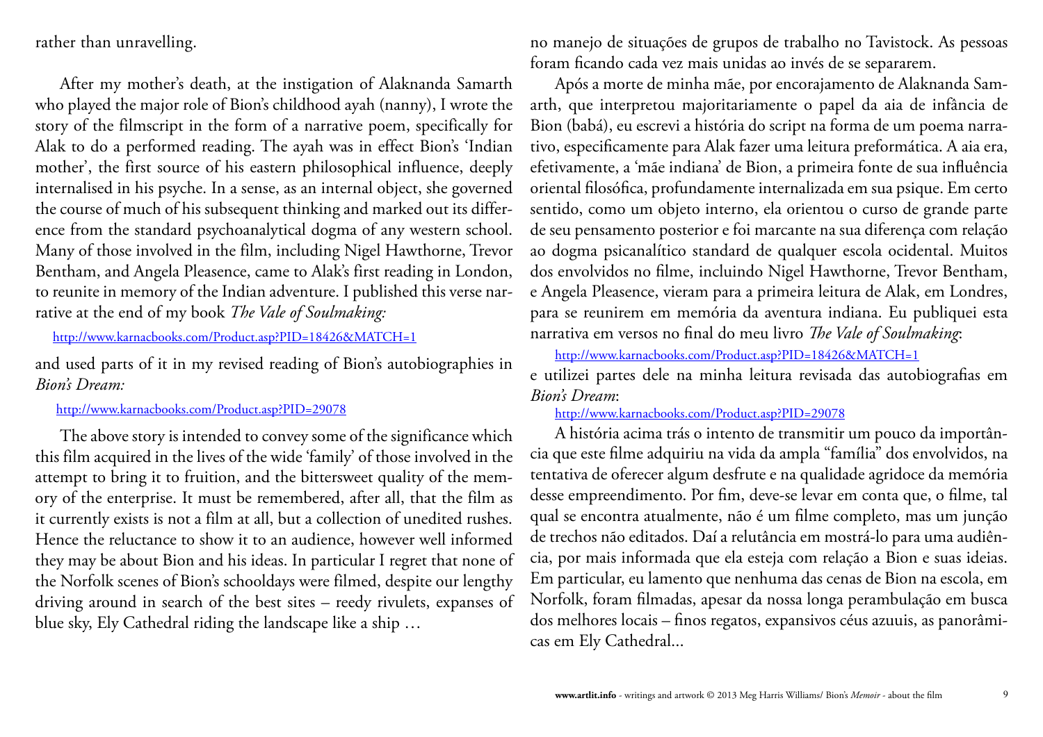rather than unravelling.

After my mother's death, at the instigation of Alaknanda Samarth who played the major role of Bion's childhood ayah (nanny), I wrote the story of the filmscript in the form of a narrative poem, specifically for Alak to do a performed reading. The ayah was in effect Bion's 'Indian mother', the first source of his eastern philosophical influence, deeply internalised in his psyche. In a sense, as an internal object, she governed the course of much of his subsequent thinking and marked out its difference from the standard psychoanalytical dogma of any western school. Many of those involved in the film, including Nigel Hawthorne, Trevor Bentham, and Angela Pleasence, came to Alak's first reading in London, to reunite in memory of the Indian adventure. I published this verse narrative at the end of my book *The Vale of Soulmaking:*

http://www.karnacbooks.com/Product.asp?PID=18426&MATCH=1

and used parts of it in my revised reading of Bion's autobiographies in *Bion's Dream:*

http://www.karnacbooks.com/Product.asp?PID=29078

The above story is intended to convey some of the significance which this film acquired in the lives of the wide 'family' of those involved in the attempt to bring it to fruition, and the bittersweet quality of the memory of the enterprise. It must be remembered, after all, that the film as it currently exists is not a film at all, but a collection of unedited rushes. Hence the reluctance to show it to an audience, however well informed they may be about Bion and his ideas. In particular I regret that none of the Norfolk scenes of Bion's schooldays were filmed, despite our lengthy driving around in search of the best sites – reedy rivulets, expanses of blue sky, Ely Cathedral riding the landscape like a ship …

no manejo de situações de grupos de trabalho no Tavistock. As pessoas foram ficando cada vez mais unidas ao invés de se separarem.

Após a morte de minha mãe, por encorajamento de Alaknanda Samarth, que interpretou majoritariamente o papel da aia de infância de Bion (babá), eu escrevi a história do script na forma de um poema narrativo, especificamente para Alak fazer uma leitura preformática. A aia era, efetivamente, a 'mãe indiana' de Bion, a primeira fonte de sua influência oriental filosófica, profundamente internalizada em sua psique. Em certo sentido, como um objeto interno, ela orientou o curso de grande parte de seu pensamento posterior e foi marcante na sua diferença com relação ao dogma psicanalítico standard de qualquer escola ocidental. Muitos dos envolvidos no filme, incluindo Nigel Hawthorne, Trevor Bentham, e Angela Pleasence, vieram para a primeira leitura de Alak, em Londres, para se reunirem em memória da aventura indiana. Eu publiquei esta narrativa em versos no final do meu livro *The Vale of Soulmaking*:

http://www.karnacbooks.com/Product.asp?PID=18426&MATCH=1

e utilizei partes dele na minha leitura revisada das autobiografias em *Bion's Dream*:

http://www.karnacbooks.com/Product.asp?PID=29078

A história acima trás o intento de transmitir um pouco da importância que este filme adquiriu na vida da ampla "família" dos envolvidos, na tentativa de oferecer algum desfrute e na qualidade agridoce da memória desse empreendimento. Por fim, deve-se levar em conta que, o filme, tal qual se encontra atualmente, não é um filme completo, mas um junção de trechos não editados. Daí a relutância em mostrá-lo para uma audiência, por mais informada que ela esteja com relação a Bion e suas ideias. Em particular, eu lamento que nenhuma das cenas de Bion na escola, em Norfolk, foram filmadas, apesar da nossa longa perambulação em busca dos melhores locais – finos regatos, expansivos céus azuuis, as panorâmicas em Ely Cathedral...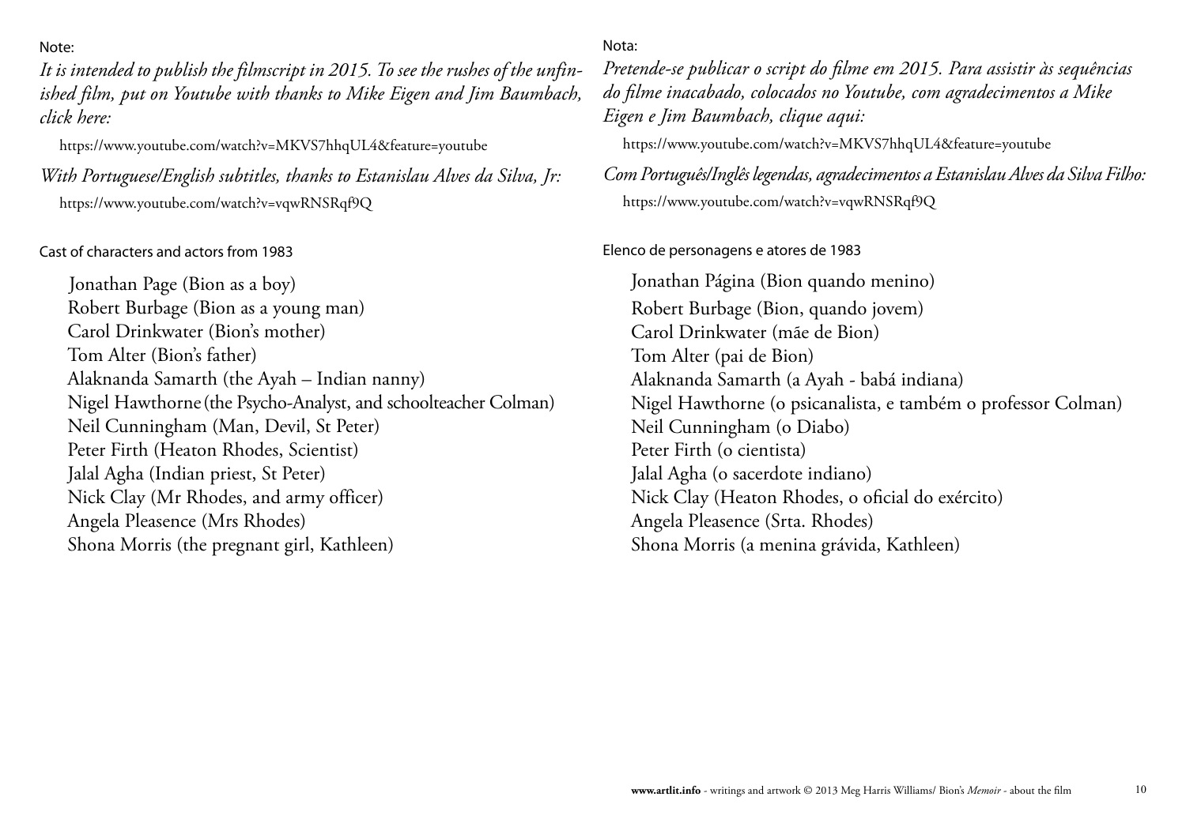Note:

*It is intended to publish the filmscript in 2015. To see the rushes of the unfinished film, put on Youtube with thanks to Mike Eigen and Jim Baumbach, click here:*

https://www.youtube.com/watch?v=MKVS7hhqUL4&feature=youtube

*With Portuguese/English subtitles, thanks to Estanislau Alves da Silva, Jr:*

https://www.youtube.com/watch?v=vqwRNSRqf9Q

Cast of characters and actors from 1983

Jonathan Page (Bion as a boy)
Robert Burbage (Bion as a young man)
Carol Drinkwater (Bion's mother)
Tom Alter (Bion's father)
Alaknanda Samarth (the Ayah – Indian nanny)
Nigel Hawthorne (the Psycho-Analyst, and schoolteacher Colman)
Neil Cunningham (Man, Devil, St Peter)
Peter Firth (Heaton Rhodes, Scientist)
Jalal Agha (Indian priest, St Peter)
Nick Clay (Mr Rhodes, and army officer)
Angela Pleasence (Mrs Rhodes)
Shona Morris (the pregnant girl, Kathleen)

Nota:

*Pretende-se publicar o script do filme em 2015. Para assistir às sequências do filme inacabado, colocados no Youtube, com agradecimentos a Mike Eigen e Jim Baumbach, clique aqui:*

https://www.youtube.com/watch?v=MKVS7hhqUL4&feature=youtube

*Com Português/Inglês legendas, agradecimentos a Estanislau Alves da Silva Filho:*

https://www.youtube.com/watch?v=vqwRNSRqf9Q

Elenco de personagens e atores de 1983

Jonathan Página (Bion quando menino)
Robert Burbage (Bion, quando jovem)
Carol Drinkwater (mãe de Bion)
Tom Alter (pai de Bion)
Alaknanda Samarth (a Ayah - babá indiana)
Nigel Hawthorne (o psicanalista, e também o professor Colman)
Neil Cunningham (o Diabo)
Peter Firth (o cientista)
Jalal Agha (o sacerdote indiano)
Nick Clay (Heaton Rhodes, o oficial do exército)
Angela Pleasence (Srta. Rhodes)
Shona Morris (a menina grávida, Kathleen)